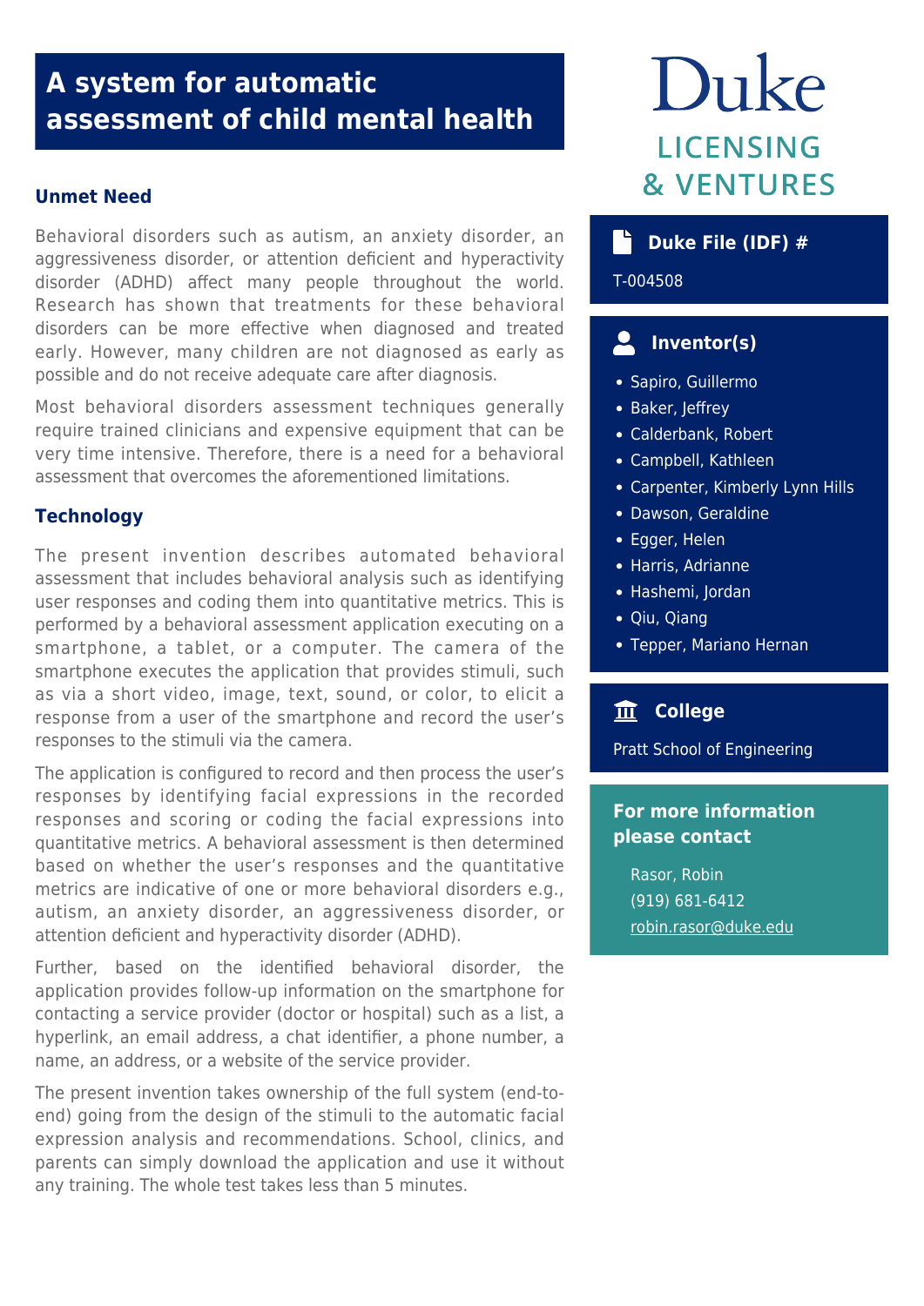# A system for automatic assessment of child mental health

Duke LICENSING & VENTURES

## Unmet Need

Behavioral disorders such as autism, an anxiety disorder, an aggressiveness disorder, or attention deficient and hyperactivity disorder (ADHD) affect many people throughout the world. Research has shown that treatments for these behavioral disorders can be more effective when diagnosed and treated early. However, many children are not diagnosed as early as possible and do not receive adequate care after diagnosis.

Most behavioral disorders assessment techniques generally require trained clinicians and expensive equipment that can be very time intensive. Therefore, there is a need for a behavioral assessment that overcomes the aforementioned limitations.

## Technology

The present invention describes automated behavioral assessment that includes behavioral analysis such as identifying user responses and coding them into quantitative metrics. This is performed by a behavioral assessment application executing on a smartphone, a tablet, or a computer. The camera of the smartphone executes the application that provides stimuli, such as via a short video, image, text, sound, or color, to elicit a response from a user of the smartphone and record the user's responses to the stimuli via the camera.

The application is configured to record and then process the user's responses by identifying facial expressions in the recorded responses and scoring or coding the facial expressions into quantitative metrics. A behavioral assessment is then determined based on whether the user's responses and the quantitative metrics are indicative of one or more behavioral disorders e.g., autism, an anxiety disorder, an aggressiveness disorder, or attention deficient and hyperactivity disorder (ADHD).

Further, based on the identified behavioral disorder, the application provides follow-up information on the smartphone for contacting a service provider (doctor or hospital) such as a list, a hyperlink, an email address, a chat identifier, a phone number, a name, an address, or a website of the service provider.

The present invention takes ownership of the full system (end-to-end) going from the design of the stimuli to the automatic facial expression analysis and recommendations. School, clinics, and parents can simply download the application and use it without any training. The whole test takes less than 5 minutes.

### Duke File (IDF) #

T-004508

### Inventor(s)

- Sapiro, Guillermo
- Baker, Jeffrey
- Calderbank, Robert
- Campbell, Kathleen
- Carpenter, Kimberly Lynn Hills
- Dawson, Geraldine
- Egger, Helen
- Harris, Adrianne
- Hashemi, Jordan
- Qiu, Qiang
- Tepper, Mariano Hernan

### College

Pratt School of Engineering

### For more information please contact

Rasor, Robin
(919) 681-6412
robin.rasor@duke.edu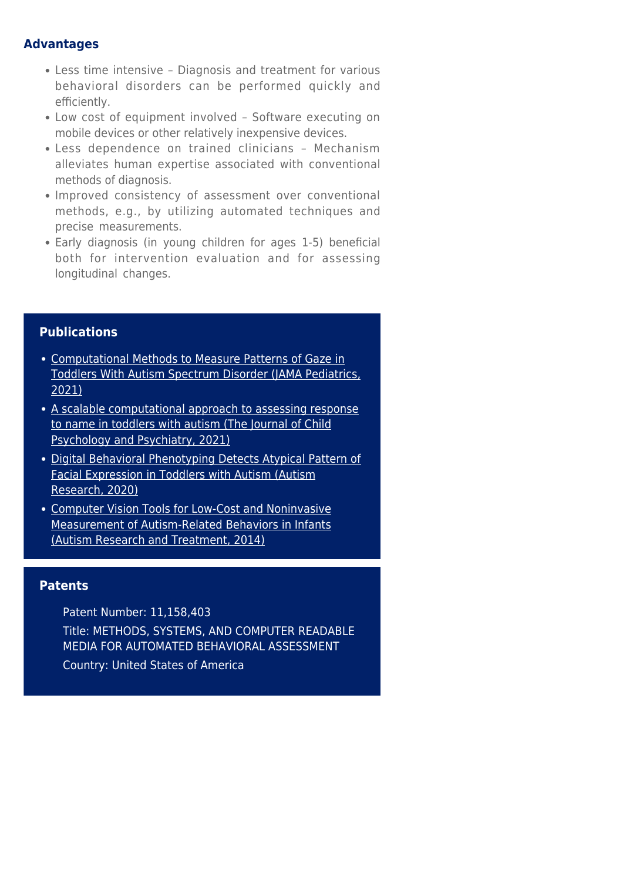## Advantages

- Less time intensive – Diagnosis and treatment for various behavioral disorders can be performed quickly and efficiently.
- Low cost of equipment involved – Software executing on mobile devices or other relatively inexpensive devices.
- Less dependence on trained clinicians – Mechanism alleviates human expertise associated with conventional methods of diagnosis.
- Improved consistency of assessment over conventional methods, e.g., by utilizing automated techniques and precise measurements.
- Early diagnosis (in young children for ages 1-5) beneficial both for intervention evaluation and for assessing longitudinal changes.

## Publications

- Computational Methods to Measure Patterns of Gaze in Toddlers With Autism Spectrum Disorder (JAMA Pediatrics, 2021)
- A scalable computational approach to assessing response to name in toddlers with autism (The Journal of Child Psychology and Psychiatry, 2021)
- Digital Behavioral Phenotyping Detects Atypical Pattern of Facial Expression in Toddlers with Autism (Autism Research, 2020)
- Computer Vision Tools for Low-Cost and Noninvasive Measurement of Autism-Related Behaviors in Infants (Autism Research and Treatment, 2014)

## Patents

Patent Number: 11,158,403

Title: METHODS, SYSTEMS, AND COMPUTER READABLE MEDIA FOR AUTOMATED BEHAVIORAL ASSESSMENT

Country: United States of America